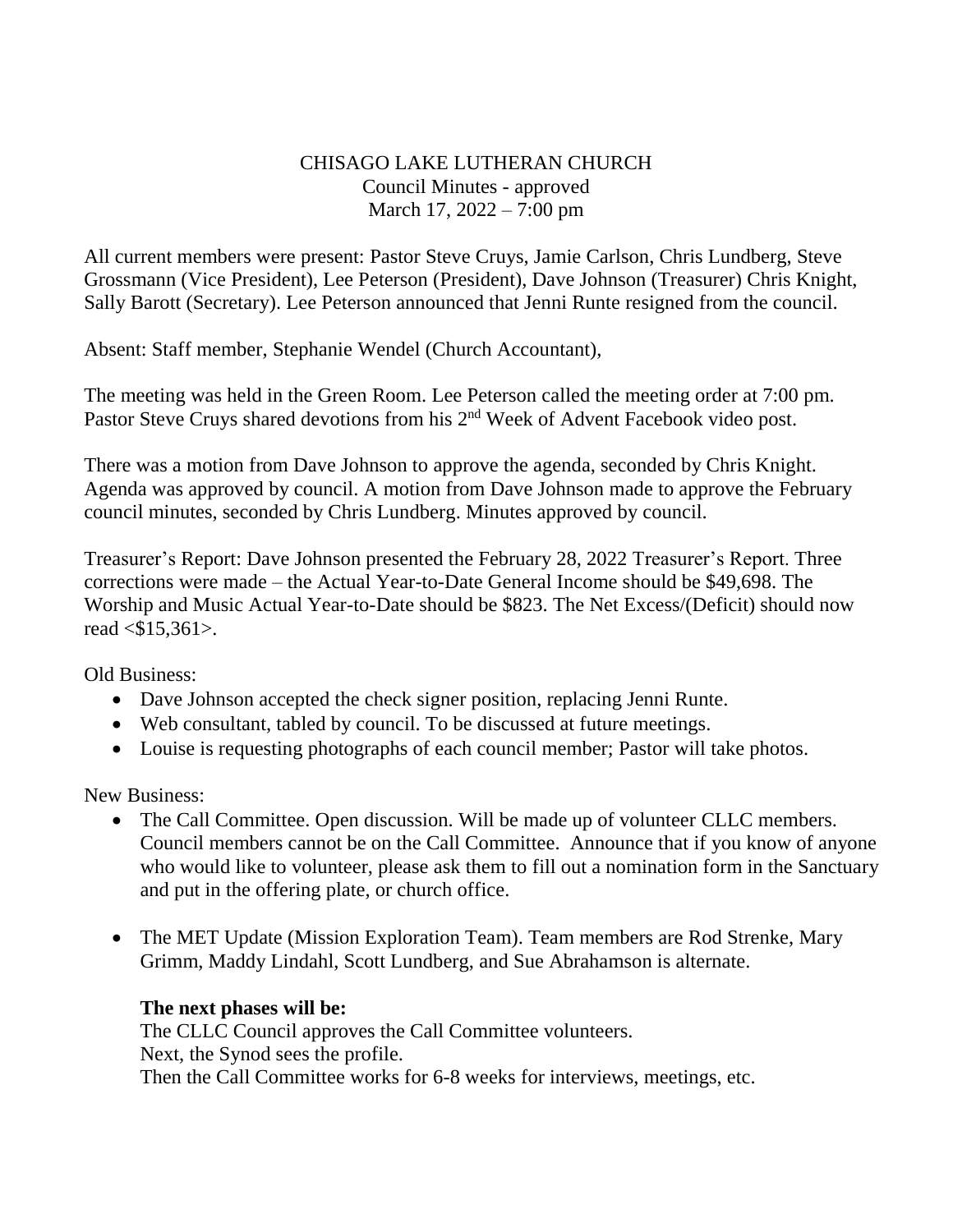CHISAGO LAKE LUTHERAN CHURCH
Council Minutes - approved
March 17, 2022 – 7:00 pm

All current members were present: Pastor Steve Cruys, Jamie Carlson, Chris Lundberg, Steve Grossmann (Vice President), Lee Peterson (President), Dave Johnson (Treasurer) Chris Knight, Sally Barott (Secretary). Lee Peterson announced that Jenni Runte resigned from the council.

Absent: Staff member, Stephanie Wendel (Church Accountant),

The meeting was held in the Green Room. Lee Peterson called the meeting order at 7:00 pm. Pastor Steve Cruys shared devotions from his 2nd Week of Advent Facebook video post.

There was a motion from Dave Johnson to approve the agenda, seconded by Chris Knight. Agenda was approved by council. A motion from Dave Johnson made to approve the February council minutes, seconded by Chris Lundberg. Minutes approved by council.

Treasurer's Report: Dave Johnson presented the February 28, 2022 Treasurer's Report. Three corrections were made – the Actual Year-to-Date General Income should be $49,698. The Worship and Music Actual Year-to-Date should be $823. The Net Excess/(Deficit) should now read <$15,361>.

Old Business:

- Dave Johnson accepted the check signer position, replacing Jenni Runte.
- Web consultant, tabled by council. To be discussed at future meetings.
- Louise is requesting photographs of each council member; Pastor will take photos.

New Business:

- The Call Committee. Open discussion. Will be made up of volunteer CLLC members. Council members cannot be on the Call Committee. Announce that if you know of anyone who would like to volunteer, please ask them to fill out a nomination form in the Sanctuary and put in the offering plate, or church office.

- The MET Update (Mission Exploration Team). Team members are Rod Strenke, Mary Grimm, Maddy Lindahl, Scott Lundberg, and Sue Abrahamson is alternate.

  **The next phases will be:**
  The CLLC Council approves the Call Committee volunteers.
  Next, the Synod sees the profile.
  Then the Call Committee works for 6-8 weeks for interviews, meetings, etc.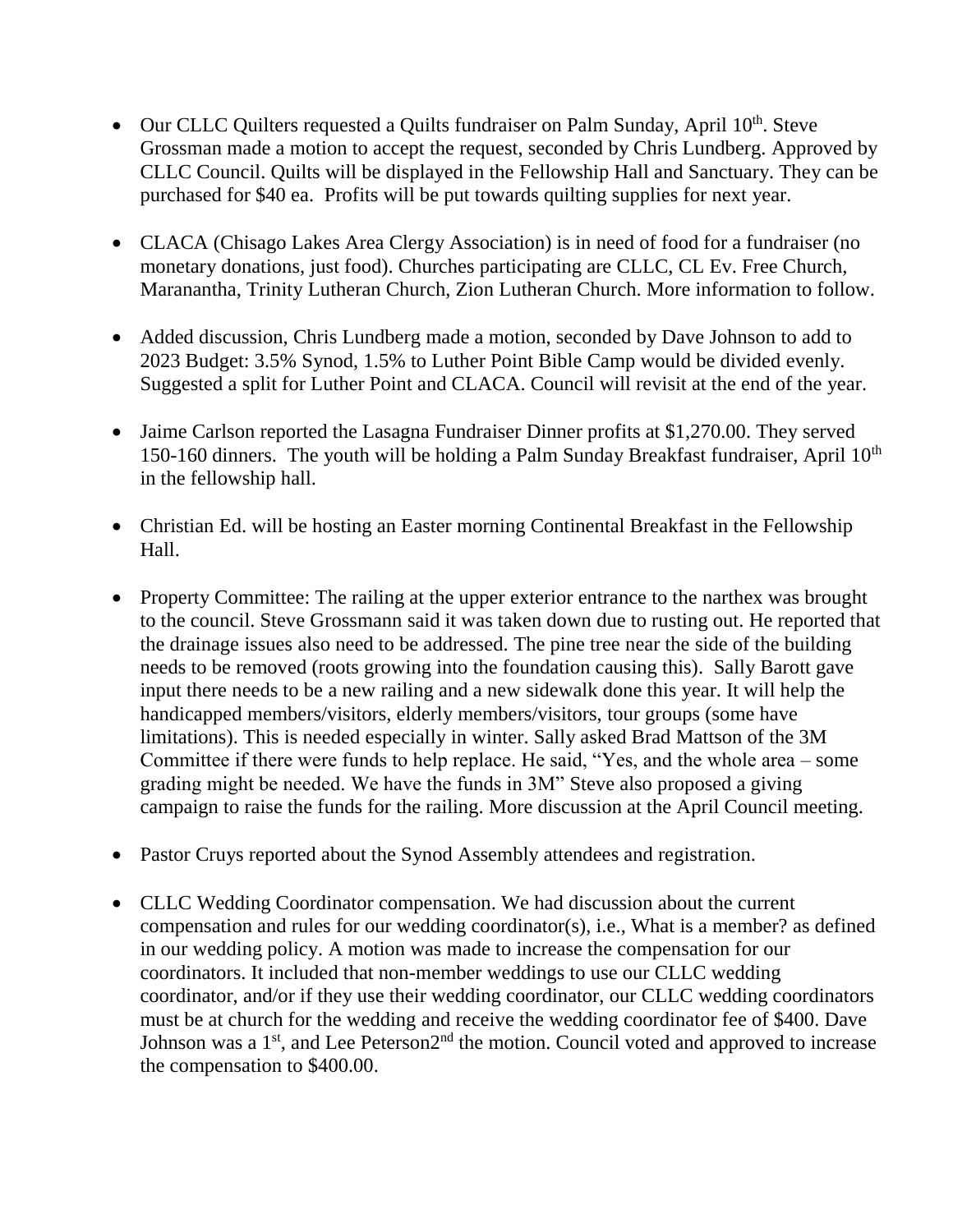- Our CLLC Quilters requested a Quilts fundraiser on Palm Sunday, April 10th. Steve Grossman made a motion to accept the request, seconded by Chris Lundberg. Approved by CLLC Council. Quilts will be displayed in the Fellowship Hall and Sanctuary. They can be purchased for $40 ea. Profits will be put towards quilting supplies for next year.

- CLACA (Chisago Lakes Area Clergy Association) is in need of food for a fundraiser (no monetary donations, just food). Churches participating are CLLC, CL Ev. Free Church, Maranantha, Trinity Lutheran Church, Zion Lutheran Church. More information to follow.

- Added discussion, Chris Lundberg made a motion, seconded by Dave Johnson to add to 2023 Budget: 3.5% Synod, 1.5% to Luther Point Bible Camp would be divided evenly. Suggested a split for Luther Point and CLACA. Council will revisit at the end of the year.

- Jaime Carlson reported the Lasagna Fundraiser Dinner profits at $1,270.00. They served 150-160 dinners. The youth will be holding a Palm Sunday Breakfast fundraiser, April 10th in the fellowship hall.

- Christian Ed. will be hosting an Easter morning Continental Breakfast in the Fellowship Hall.

- Property Committee: The railing at the upper exterior entrance to the narthex was brought to the council. Steve Grossmann said it was taken down due to rusting out. He reported that the drainage issues also need to be addressed. The pine tree near the side of the building needs to be removed (roots growing into the foundation causing this). Sally Barott gave input there needs to be a new railing and a new sidewalk done this year. It will help the handicapped members/visitors, elderly members/visitors, tour groups (some have limitations). This is needed especially in winter. Sally asked Brad Mattson of the 3M Committee if there were funds to help replace. He said, "Yes, and the whole area – some grading might be needed. We have the funds in 3M" Steve also proposed a giving campaign to raise the funds for the railing. More discussion at the April Council meeting.

- Pastor Cruys reported about the Synod Assembly attendees and registration.

- CLLC Wedding Coordinator compensation. We had discussion about the current compensation and rules for our wedding coordinator(s), i.e., What is a member? as defined in our wedding policy. A motion was made to increase the compensation for our coordinators. It included that non-member weddings to use our CLLC wedding coordinator, and/or if they use their wedding coordinator, our CLLC wedding coordinators must be at church for the wedding and receive the wedding coordinator fee of $400. Dave Johnson was a 1st, and Lee Peterson2nd the motion. Council voted and approved to increase the compensation to $400.00.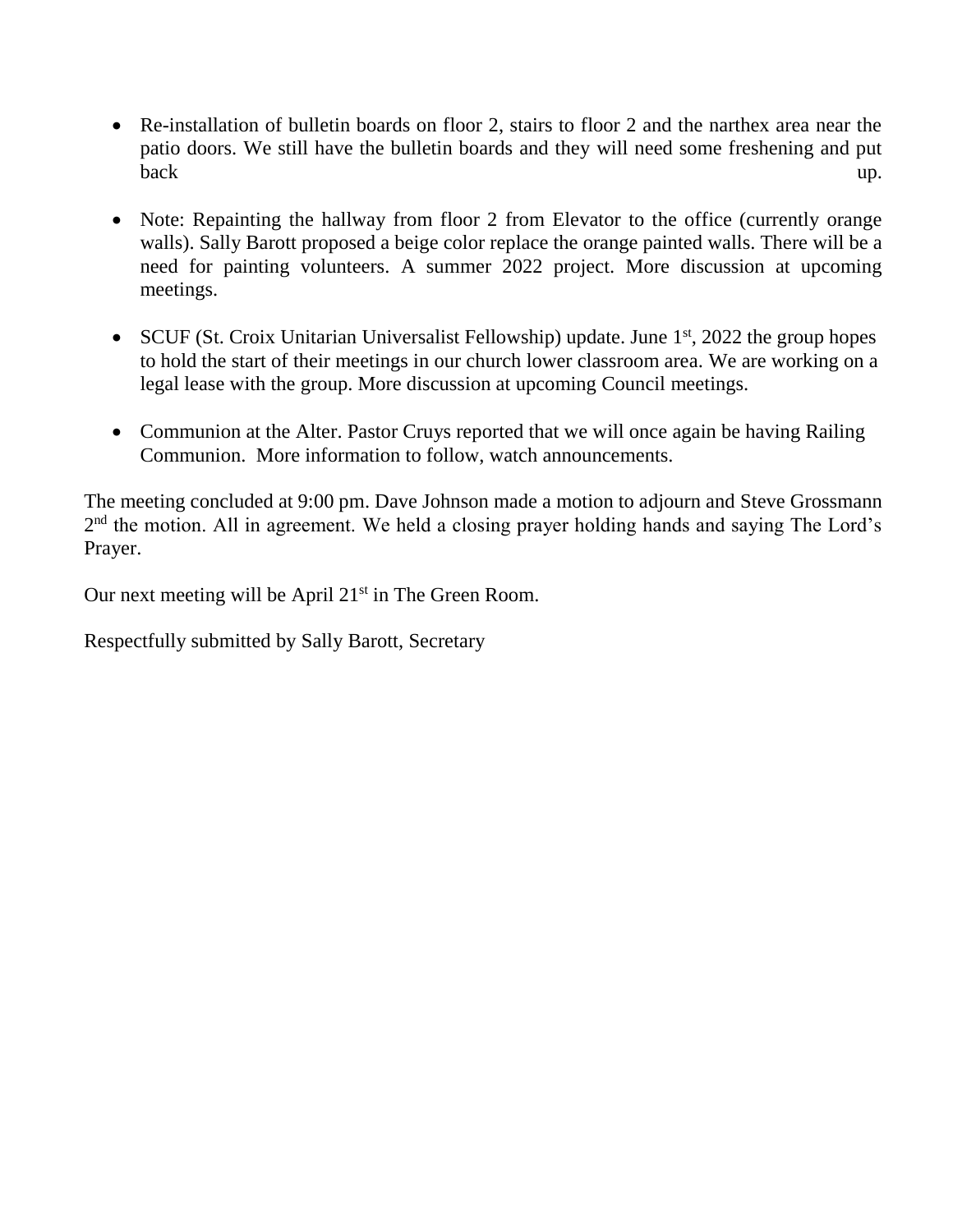- Re-installation of bulletin boards on floor 2, stairs to floor 2 and the narthex area near the patio doors. We still have the bulletin boards and they will need some freshening and put back up.

- Note: Repainting the hallway from floor 2 from Elevator to the office (currently orange walls). Sally Barott proposed a beige color replace the orange painted walls. There will be a need for painting volunteers. A summer 2022 project. More discussion at upcoming meetings.

- SCUF (St. Croix Unitarian Universalist Fellowship) update. June 1st, 2022 the group hopes to hold the start of their meetings in our church lower classroom area. We are working on a legal lease with the group. More discussion at upcoming Council meetings.

- Communion at the Alter. Pastor Cruys reported that we will once again be having Railing Communion. More information to follow, watch announcements.

The meeting concluded at 9:00 pm. Dave Johnson made a motion to adjourn and Steve Grossmann 2nd the motion. All in agreement. We held a closing prayer holding hands and saying The Lord's Prayer.

Our next meeting will be April 21st in The Green Room.

Respectfully submitted by Sally Barott, Secretary